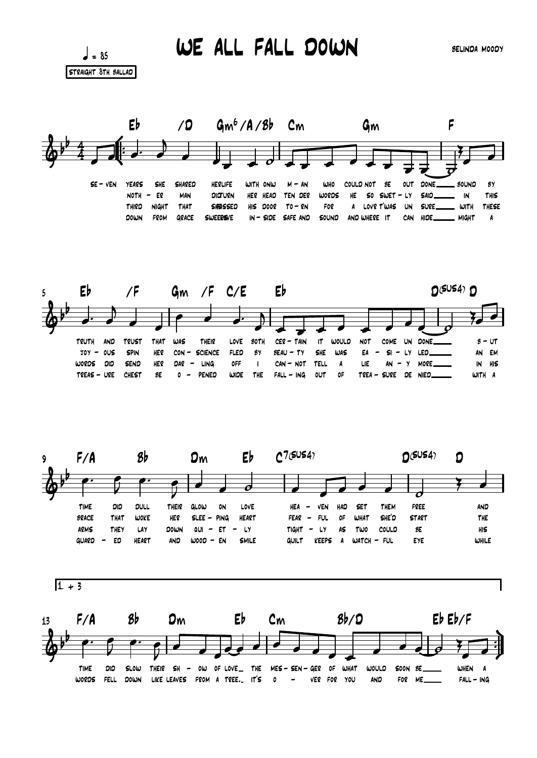# WE ALL FALL DOWN

♩ = 85

STRAIGHT 8TH BALLAD

BELINDA MOODY

**1** Eb /D Gm⁶ /A /Bb | Cm Gm | F

SE - VEN YEARS SHE SHARED HER LIFE WITH ONW M - AN WHO COULD NOT BE OUT DONE___ BOUND BY
NOTH - ER MAN DID TURN HER HEAD TEN DER WORDS HE SO SWET - LY SAID___ IN THIS
THIRD NIGHT THAT SHE PASSED HIS DOOR TO - RN FOR A LOVE T'WAS UN SURE___ WITH THESE
DOWN FROM GRACE SWEEP LOVE IN - SIDE SAFE AND SOUND AND WHERE IT CAN HIDE___ MIGHT A

**5** Eb /F | Gm /F C/E | Eb | D(SUS4) D

TRUTH AND TRUST THAT WAS THEIR LOVE BOTH CER - TAIN IT WOULD NOT COME UN DONE___ B - UT
JOY - OUS SPIN HER CON - SCIENCE FLED BY BEAU - TY SHE WAS EA - SI - LY LED___ AN EM
WORDS DID SEND HER DAR - LING OFF I CAN - NOT TELL A LIE AN - Y MORE___ IN HIS
TREAS - URE CHEST BE O - PENED WIDE THE FALL - ING OUT OF TREA - SURE DE NIED___ WITH A

**9** F/A Bb | Dm Eb | C7(SUS4) | D(SUS4) D

TIME DID DULL THEIR GLOW ON LOVE HEA - VEN HAD SET THEM FREE AND
BRACE THAT WOKE HER SLEE - PING HEART FEAR - FUL OF WHAT SHE'D START THE
ARMS THEY LAY DOWN QUI - ET - LY TIGHT - LY AS TWO COULD BE HIS
GUARD - ED HEART AND WOOD - EN SMILE GUILT KEEPS A WATCH - FUL EYE WHILE

1. + 3

**13** F/A Bb | Dm Eb | Cm Bb/D | Eb Eb/F

TIME DID SLOW THEIR SH - OW OF LOVE___ THE MES - SEN - GER OF WHAT WOULD SOON BE___ WHEN A
WORDS FELL DOWN LIKE LEAVES FROM A TREE.___ IT'S O - VER FOR YOU AND FOR ME___ FALL - ING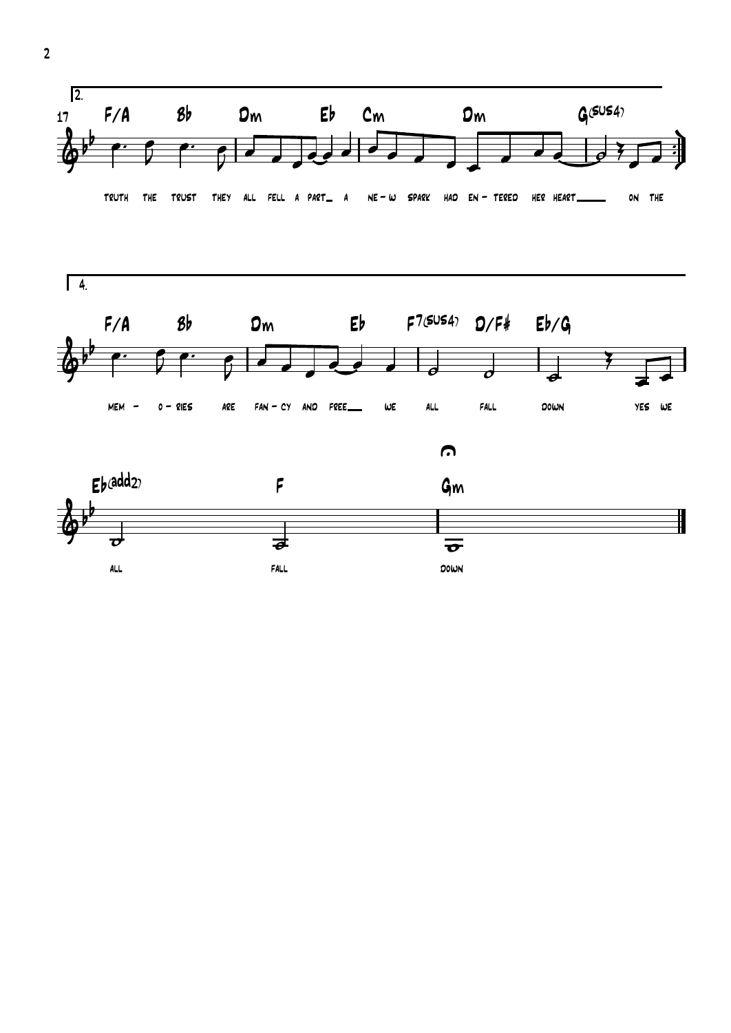2.

17 F/A Bb Dm Eb Cm Dm G(sus4)

TRUTH THE TRUST THEY ALL FELL A PART_ A NE - W SPARK HAD EN - TERED HER HEART___ ON THE

4.

F/A Bb Dm Eb F7(sus4) D/F# Eb/G

MEM - O - RIES ARE FAN - CY AND FREE__ WE ALL FALL DOWN YES WE

Eb(add2) F Gm

ALL FALL DOWN